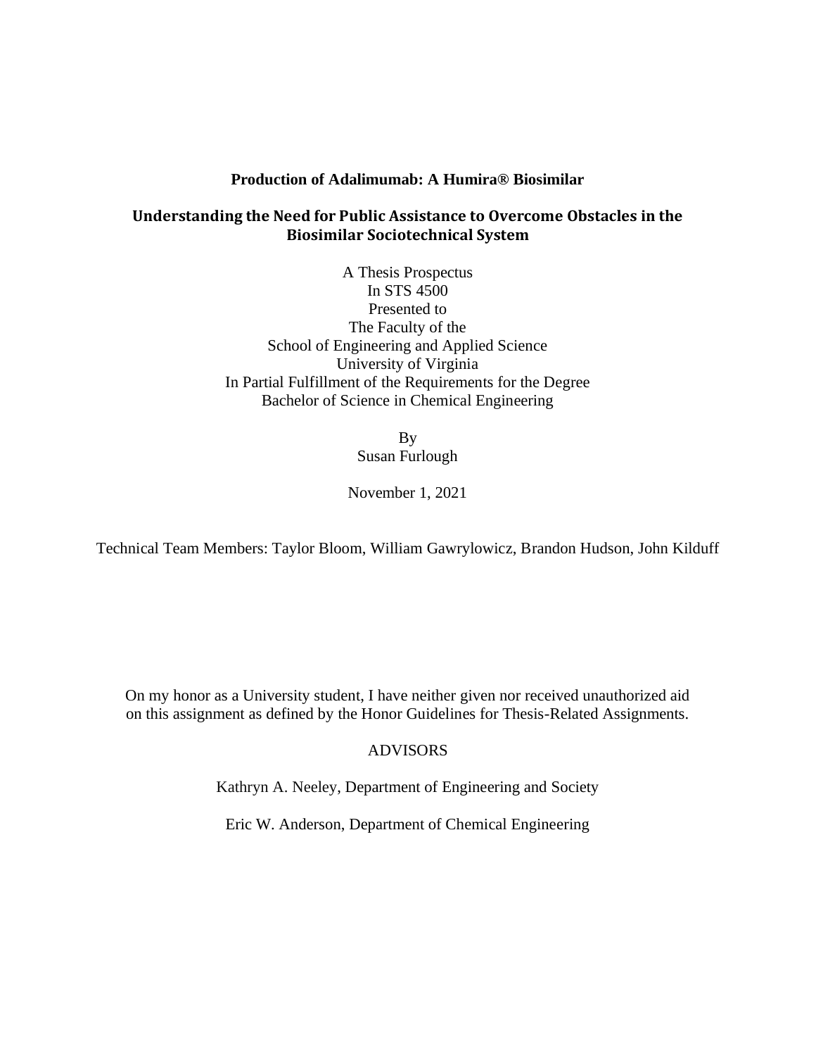**Production of Adalimumab: A Humira® Biosimilar**

**Understanding the Need for Public Assistance to Overcome Obstacles in the Biosimilar Sociotechnical System**

A Thesis Prospectus
In STS 4500
Presented to
The Faculty of the
School of Engineering and Applied Science
University of Virginia
In Partial Fulfillment of the Requirements for the Degree
Bachelor of Science in Chemical Engineering

By
Susan Furlough

November 1, 2021

Technical Team Members: Taylor Bloom, William Gawrylowicz, Brandon Hudson, John Kilduff

On my honor as a University student, I have neither given nor received unauthorized aid on this assignment as defined by the Honor Guidelines for Thesis-Related Assignments.

ADVISORS

Kathryn A. Neeley, Department of Engineering and Society

Eric W. Anderson, Department of Chemical Engineering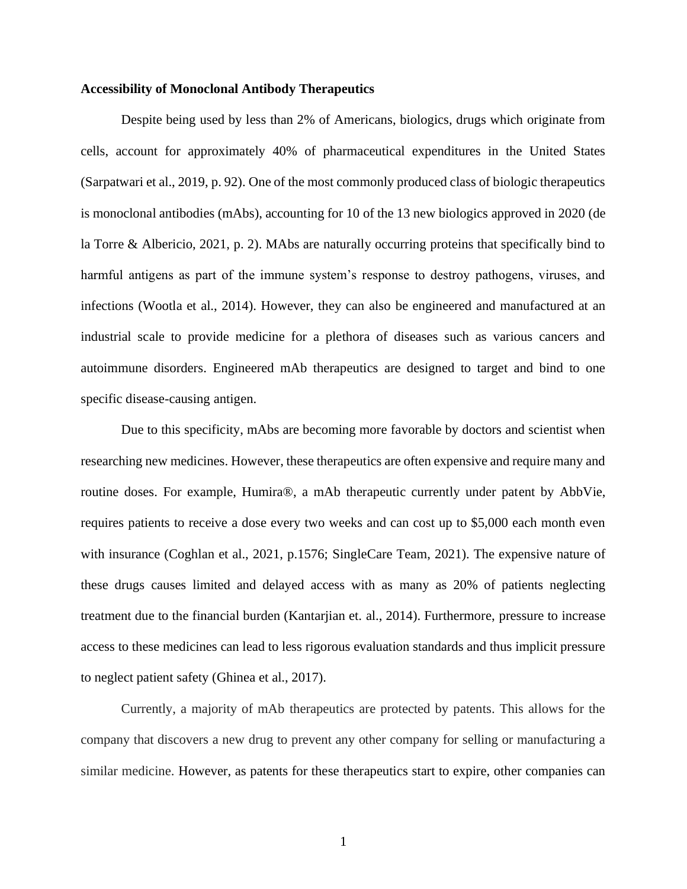**Accessibility of Monoclonal Antibody Therapeutics**

Despite being used by less than 2% of Americans, biologics, drugs which originate from cells, account for approximately 40% of pharmaceutical expenditures in the United States (Sarpatwari et al., 2019, p. 92). One of the most commonly produced class of biologic therapeutics is monoclonal antibodies (mAbs), accounting for 10 of the 13 new biologics approved in 2020 (de la Torre & Albericio, 2021, p. 2). MAbs are naturally occurring proteins that specifically bind to harmful antigens as part of the immune system's response to destroy pathogens, viruses, and infections (Wootla et al., 2014). However, they can also be engineered and manufactured at an industrial scale to provide medicine for a plethora of diseases such as various cancers and autoimmune disorders. Engineered mAb therapeutics are designed to target and bind to one specific disease-causing antigen.

Due to this specificity, mAbs are becoming more favorable by doctors and scientist when researching new medicines. However, these therapeutics are often expensive and require many and routine doses. For example, Humira®, a mAb therapeutic currently under patent by AbbVie, requires patients to receive a dose every two weeks and can cost up to $5,000 each month even with insurance (Coghlan et al., 2021, p.1576; SingleCare Team, 2021). The expensive nature of these drugs causes limited and delayed access with as many as 20% of patients neglecting treatment due to the financial burden (Kantarjian et. al., 2014). Furthermore, pressure to increase access to these medicines can lead to less rigorous evaluation standards and thus implicit pressure to neglect patient safety (Ghinea et al., 2017).

Currently, a majority of mAb therapeutics are protected by patents. This allows for the company that discovers a new drug to prevent any other company for selling or manufacturing a similar medicine. However, as patents for these therapeutics start to expire, other companies can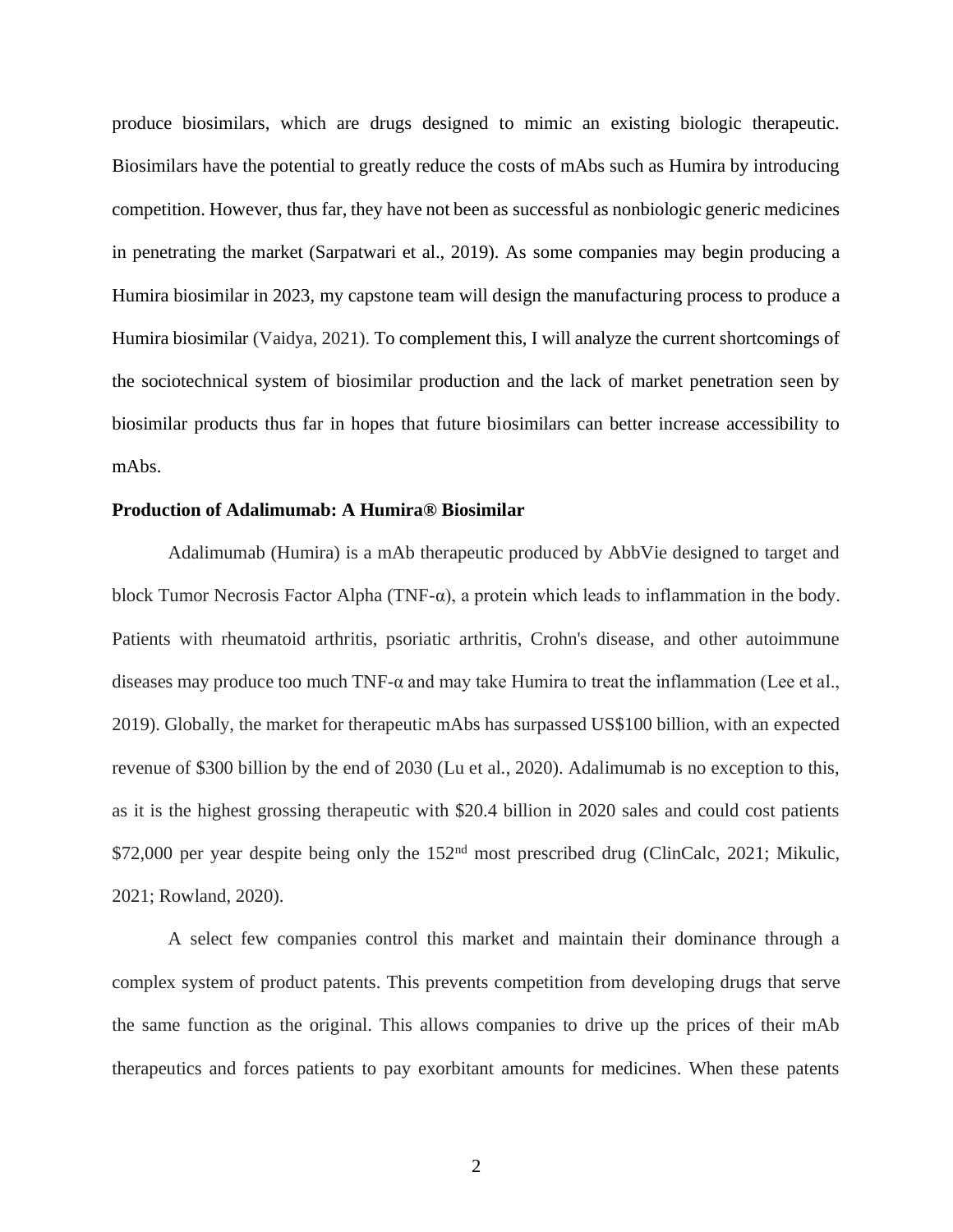produce biosimilars, which are drugs designed to mimic an existing biologic therapeutic. Biosimilars have the potential to greatly reduce the costs of mAbs such as Humira by introducing competition. However, thus far, they have not been as successful as nonbiologic generic medicines in penetrating the market (Sarpatwari et al., 2019). As some companies may begin producing a Humira biosimilar in 2023, my capstone team will design the manufacturing process to produce a Humira biosimilar (Vaidya, 2021). To complement this, I will analyze the current shortcomings of the sociotechnical system of biosimilar production and the lack of market penetration seen by biosimilar products thus far in hopes that future biosimilars can better increase accessibility to mAbs.

**Production of Adalimumab: A Humira® Biosimilar**

Adalimumab (Humira) is a mAb therapeutic produced by AbbVie designed to target and block Tumor Necrosis Factor Alpha (TNF-α), a protein which leads to inflammation in the body. Patients with rheumatoid arthritis, psoriatic arthritis, Crohn's disease, and other autoimmune diseases may produce too much TNF-α and may take Humira to treat the inflammation (Lee et al., 2019). Globally, the market for therapeutic mAbs has surpassed US$100 billion, with an expected revenue of $300 billion by the end of 2030 (Lu et al., 2020). Adalimumab is no exception to this, as it is the highest grossing therapeutic with $20.4 billion in 2020 sales and could cost patients $72,000 per year despite being only the 152nd most prescribed drug (ClinCalc, 2021; Mikulic, 2021; Rowland, 2020).

A select few companies control this market and maintain their dominance through a complex system of product patents. This prevents competition from developing drugs that serve the same function as the original. This allows companies to drive up the prices of their mAb therapeutics and forces patients to pay exorbitant amounts for medicines. When these patents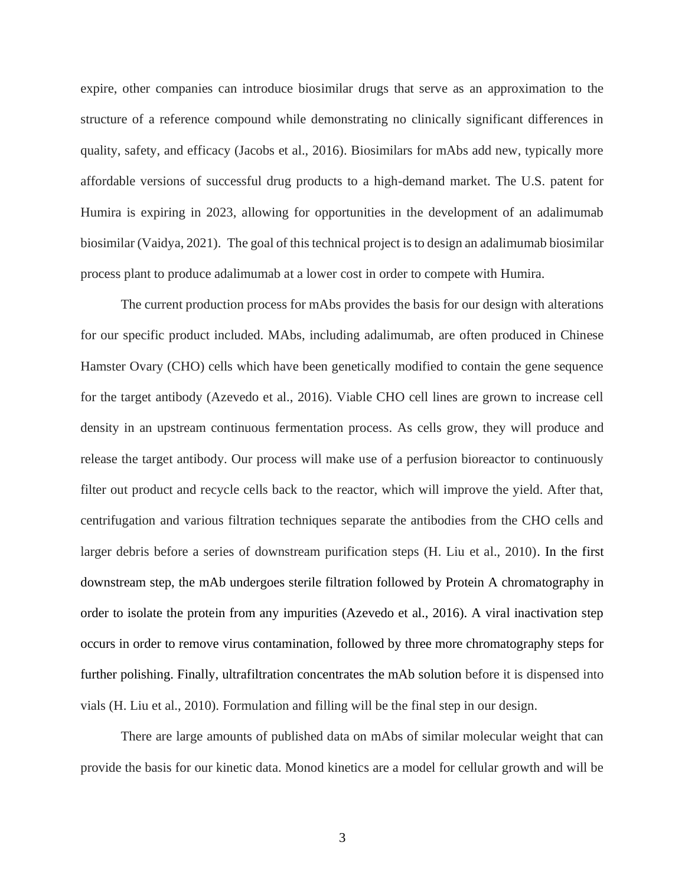expire, other companies can introduce biosimilar drugs that serve as an approximation to the structure of a reference compound while demonstrating no clinically significant differences in quality, safety, and efficacy (Jacobs et al., 2016). Biosimilars for mAbs add new, typically more affordable versions of successful drug products to a high-demand market. The U.S. patent for Humira is expiring in 2023, allowing for opportunities in the development of an adalimumab biosimilar (Vaidya, 2021). The goal of this technical project is to design an adalimumab biosimilar process plant to produce adalimumab at a lower cost in order to compete with Humira.

The current production process for mAbs provides the basis for our design with alterations for our specific product included. MAbs, including adalimumab, are often produced in Chinese Hamster Ovary (CHO) cells which have been genetically modified to contain the gene sequence for the target antibody (Azevedo et al., 2016). Viable CHO cell lines are grown to increase cell density in an upstream continuous fermentation process. As cells grow, they will produce and release the target antibody. Our process will make use of a perfusion bioreactor to continuously filter out product and recycle cells back to the reactor, which will improve the yield. After that, centrifugation and various filtration techniques separate the antibodies from the CHO cells and larger debris before a series of downstream purification steps (H. Liu et al., 2010). In the first downstream step, the mAb undergoes sterile filtration followed by Protein A chromatography in order to isolate the protein from any impurities (Azevedo et al., 2016). A viral inactivation step occurs in order to remove virus contamination, followed by three more chromatography steps for further polishing. Finally, ultrafiltration concentrates the mAb solution before it is dispensed into vials (H. Liu et al., 2010). Formulation and filling will be the final step in our design.

There are large amounts of published data on mAbs of similar molecular weight that can provide the basis for our kinetic data. Monod kinetics are a model for cellular growth and will be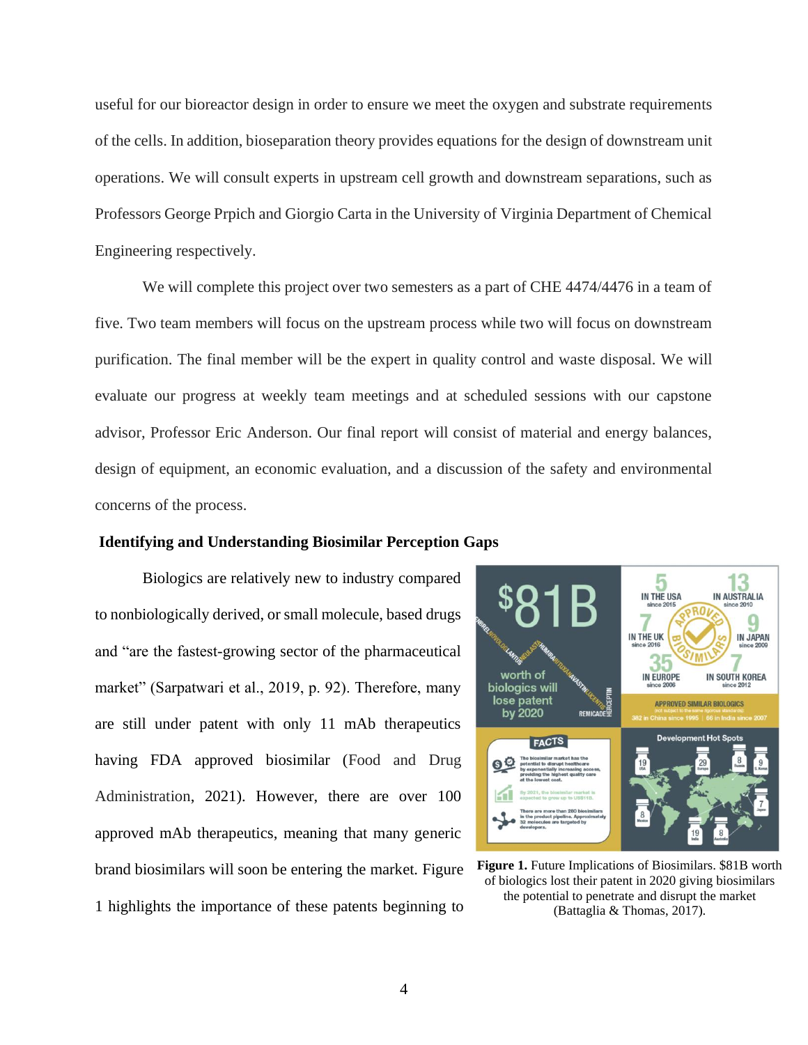useful for our bioreactor design in order to ensure we meet the oxygen and substrate requirements of the cells. In addition, bioseparation theory provides equations for the design of downstream unit operations. We will consult experts in upstream cell growth and downstream separations, such as Professors George Prpich and Giorgio Carta in the University of Virginia Department of Chemical Engineering respectively.

We will complete this project over two semesters as a part of CHE 4474/4476 in a team of five. Two team members will focus on the upstream process while two will focus on downstream purification. The final member will be the expert in quality control and waste disposal. We will evaluate our progress at weekly team meetings and at scheduled sessions with our capstone advisor, Professor Eric Anderson. Our final report will consist of material and energy balances, design of equipment, an economic evaluation, and a discussion of the safety and environmental concerns of the process.

### Identifying and Understanding Biosimilar Perception Gaps

Biologics are relatively new to industry compared to nonbiologically derived, or small molecule, based drugs and "are the fastest-growing sector of the pharmaceutical market" (Sarpatwari et al., 2019, p. 92). Therefore, many are still under patent with only 11 mAb therapeutics having FDA approved biosimilar (Food and Drug Administration, 2021). However, there are over 100 approved mAb therapeutics, meaning that many generic brand biosimilars will soon be entering the market. Figure 1 highlights the importance of these patents beginning to

**Figure 1.** Future Implications of Biosimilars. $81B worth of biologics lost their patent in 2020 giving biosimilars the potential to penetrate and disrupt the market (Battaglia & Thomas, 2017).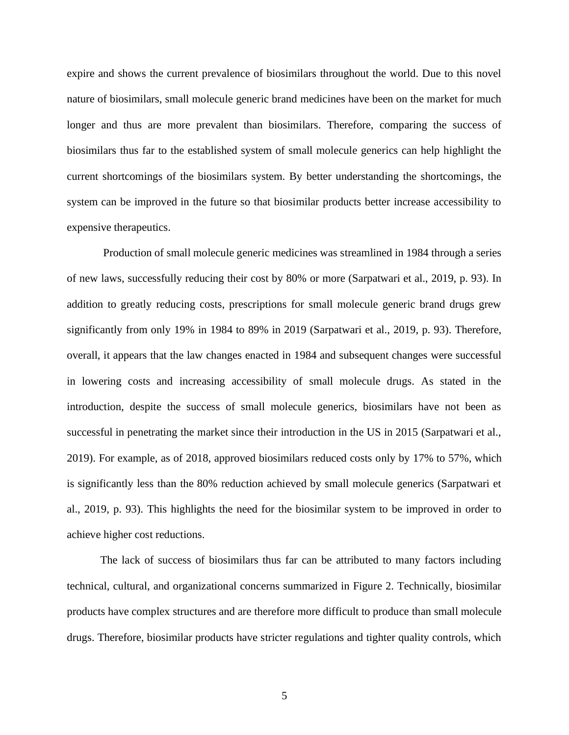expire and shows the current prevalence of biosimilars throughout the world. Due to this novel nature of biosimilars, small molecule generic brand medicines have been on the market for much longer and thus are more prevalent than biosimilars. Therefore, comparing the success of biosimilars thus far to the established system of small molecule generics can help highlight the current shortcomings of the biosimilars system. By better understanding the shortcomings, the system can be improved in the future so that biosimilar products better increase accessibility to expensive therapeutics.

Production of small molecule generic medicines was streamlined in 1984 through a series of new laws, successfully reducing their cost by 80% or more (Sarpatwari et al., 2019, p. 93). In addition to greatly reducing costs, prescriptions for small molecule generic brand drugs grew significantly from only 19% in 1984 to 89% in 2019 (Sarpatwari et al., 2019, p. 93). Therefore, overall, it appears that the law changes enacted in 1984 and subsequent changes were successful in lowering costs and increasing accessibility of small molecule drugs. As stated in the introduction, despite the success of small molecule generics, biosimilars have not been as successful in penetrating the market since their introduction in the US in 2015 (Sarpatwari et al., 2019). For example, as of 2018, approved biosimilars reduced costs only by 17% to 57%, which is significantly less than the 80% reduction achieved by small molecule generics (Sarpatwari et al., 2019, p. 93). This highlights the need for the biosimilar system to be improved in order to achieve higher cost reductions.

The lack of success of biosimilars thus far can be attributed to many factors including technical, cultural, and organizational concerns summarized in Figure 2. Technically, biosimilar products have complex structures and are therefore more difficult to produce than small molecule drugs. Therefore, biosimilar products have stricter regulations and tighter quality controls, which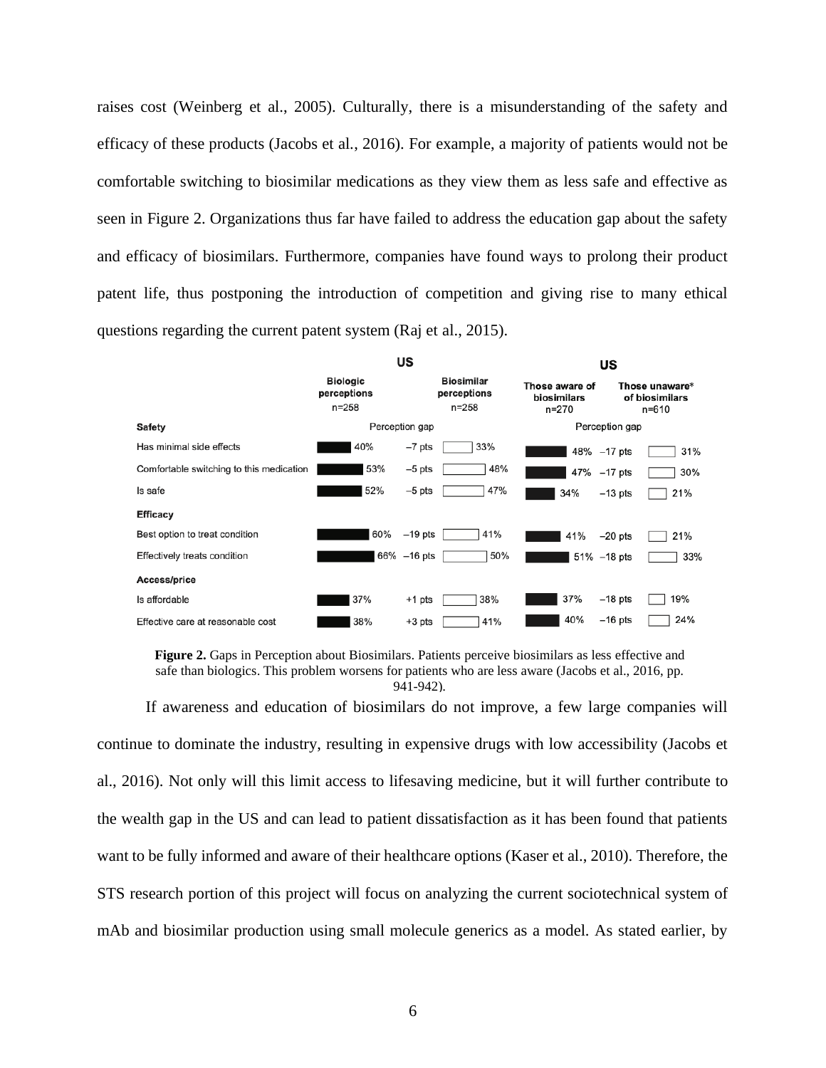raises cost (Weinberg et al., 2005). Culturally, there is a misunderstanding of the safety and efficacy of these products (Jacobs et al., 2016). For example, a majority of patients would not be comfortable switching to biosimilar medications as they view them as less safe and effective as seen in Figure 2. Organizations thus far have failed to address the education gap about the safety and efficacy of biosimilars. Furthermore, companies have found ways to prolong their product patent life, thus postponing the introduction of competition and giving rise to many ethical questions regarding the current patent system (Raj et al., 2015).

| | US: Biologic perceptions n=258 | Perception gap | US: Biosimilar perceptions n=258 | US: Those aware of biosimilars n=270 | Perception gap | US: Those unaware* of biosimilars n=610 |
|---|---|---|---|---|---|---|
| **Safety** | | | | | | |
| Has minimal side effects | 40% | −7 pts | 33% | 48% | −17 pts | 31% |
| Comfortable switching to this medication | 53% | −5 pts | 48% | 47% | −17 pts | 30% |
| Is safe | 52% | −5 pts | 47% | 34% | −13 pts | 21% |
| **Efficacy** | | | | | | |
| Best option to treat condition | 60% | −19 pts | 41% | 41% | −20 pts | 21% |
| Effectively treats condition | 66% | −16 pts | 50% | 51% | −18 pts | 33% |
| **Access/price** | | | | | | |
| Is affordable | 37% | +1 pts | 38% | 37% | −18 pts | 19% |
| Effective care at reasonable cost | 38% | +3 pts | 41% | 40% | −16 pts | 24% |

**Figure 2.** Gaps in Perception about Biosimilars. Patients perceive biosimilars as less effective and safe than biologics. This problem worsens for patients who are less aware (Jacobs et al., 2016, pp. 941-942).

If awareness and education of biosimilars do not improve, a few large companies will continue to dominate the industry, resulting in expensive drugs with low accessibility (Jacobs et al., 2016). Not only will this limit access to lifesaving medicine, but it will further contribute to the wealth gap in the US and can lead to patient dissatisfaction as it has been found that patients want to be fully informed and aware of their healthcare options (Kaser et al., 2010). Therefore, the STS research portion of this project will focus on analyzing the current sociotechnical system of mAb and biosimilar production using small molecule generics as a model. As stated earlier, by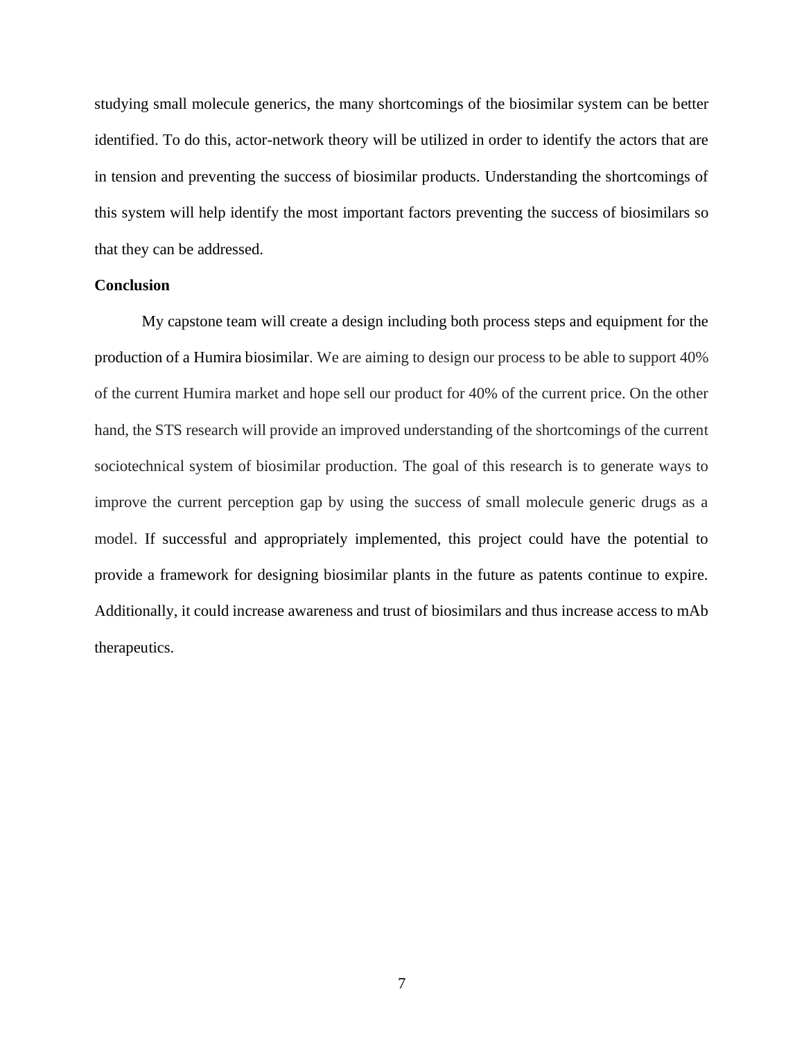studying small molecule generics, the many shortcomings of the biosimilar system can be better identified. To do this, actor-network theory will be utilized in order to identify the actors that are in tension and preventing the success of biosimilar products. Understanding the shortcomings of this system will help identify the most important factors preventing the success of biosimilars so that they can be addressed.

**Conclusion**

My capstone team will create a design including both process steps and equipment for the production of a Humira biosimilar. We are aiming to design our process to be able to support 40% of the current Humira market and hope sell our product for 40% of the current price. On the other hand, the STS research will provide an improved understanding of the shortcomings of the current sociotechnical system of biosimilar production. The goal of this research is to generate ways to improve the current perception gap by using the success of small molecule generic drugs as a model. If successful and appropriately implemented, this project could have the potential to provide a framework for designing biosimilar plants in the future as patents continue to expire. Additionally, it could increase awareness and trust of biosimilars and thus increase access to mAb therapeutics.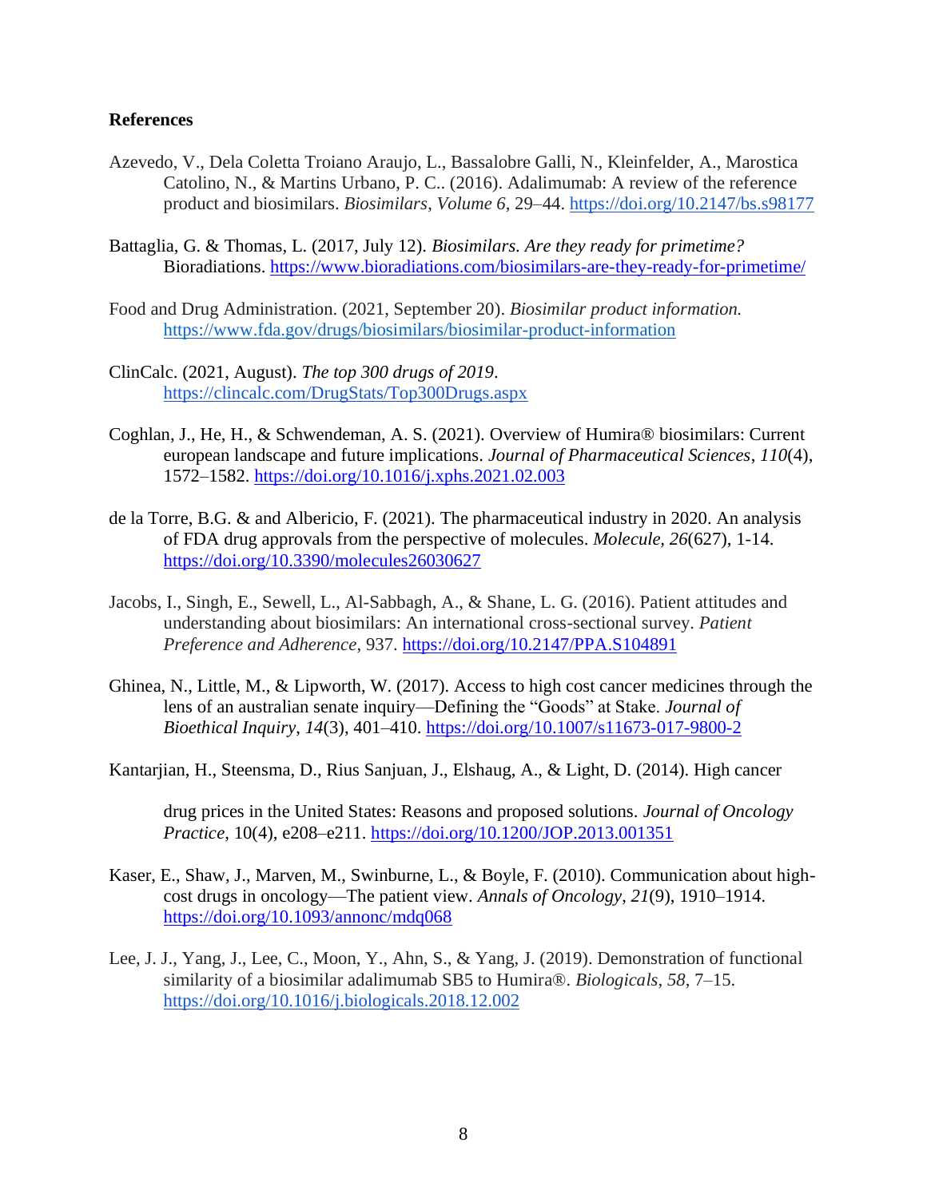**References**

Azevedo, V., Dela Coletta Troiano Araujo, L., Bassalobre Galli, N., Kleinfelder, A., Marostica Catolino, N., & Martins Urbano, P. C.. (2016). Adalimumab: A review of the reference product and biosimilars. *Biosimilars*, *Volume 6*, 29–44. https://doi.org/10.2147/bs.s98177

Battaglia, G. & Thomas, L. (2017, July 12). *Biosimilars. Are they ready for primetime?* Bioradiations. https://www.bioradiations.com/biosimilars-are-they-ready-for-primetime/

Food and Drug Administration. (2021, September 20). *Biosimilar product information.* https://www.fda.gov/drugs/biosimilars/biosimilar-product-information

ClinCalc. (2021, August). *The top 300 drugs of 2019*. https://clincalc.com/DrugStats/Top300Drugs.aspx

Coghlan, J., He, H., & Schwendeman, A. S. (2021). Overview of Humira® biosimilars: Current european landscape and future implications. *Journal of Pharmaceutical Sciences*, *110*(4), 1572–1582. https://doi.org/10.1016/j.xphs.2021.02.003

de la Torre, B.G. & and Albericio, F. (2021). The pharmaceutical industry in 2020. An analysis of FDA drug approvals from the perspective of molecules. *Molecule*, *26*(627), 1-14. https://doi.org/10.3390/molecules26030627

Jacobs, I., Singh, E., Sewell, L., Al-Sabbagh, A., & Shane, L. G. (2016). Patient attitudes and understanding about biosimilars: An international cross-sectional survey. *Patient Preference and Adherence*, 937. https://doi.org/10.2147/PPA.S104891

Ghinea, N., Little, M., & Lipworth, W. (2017). Access to high cost cancer medicines through the lens of an australian senate inquiry—Defining the "Goods" at Stake. *Journal of Bioethical Inquiry*, *14*(3), 401–410. https://doi.org/10.1007/s11673-017-9800-2

Kantarjian, H., Steensma, D., Rius Sanjuan, J., Elshaug, A., & Light, D. (2014). High cancer drug prices in the United States: Reasons and proposed solutions. *Journal of Oncology Practice*, 10(4), e208–e211. https://doi.org/10.1200/JOP.2013.001351

Kaser, E., Shaw, J., Marven, M., Swinburne, L., & Boyle, F. (2010). Communication about high-cost drugs in oncology—The patient view. *Annals of Oncology*, *21*(9), 1910–1914. https://doi.org/10.1093/annonc/mdq068

Lee, J. J., Yang, J., Lee, C., Moon, Y., Ahn, S., & Yang, J. (2019). Demonstration of functional similarity of a biosimilar adalimumab SB5 to Humira®. *Biologicals*, *58*, 7–15. https://doi.org/10.1016/j.biologicals.2018.12.002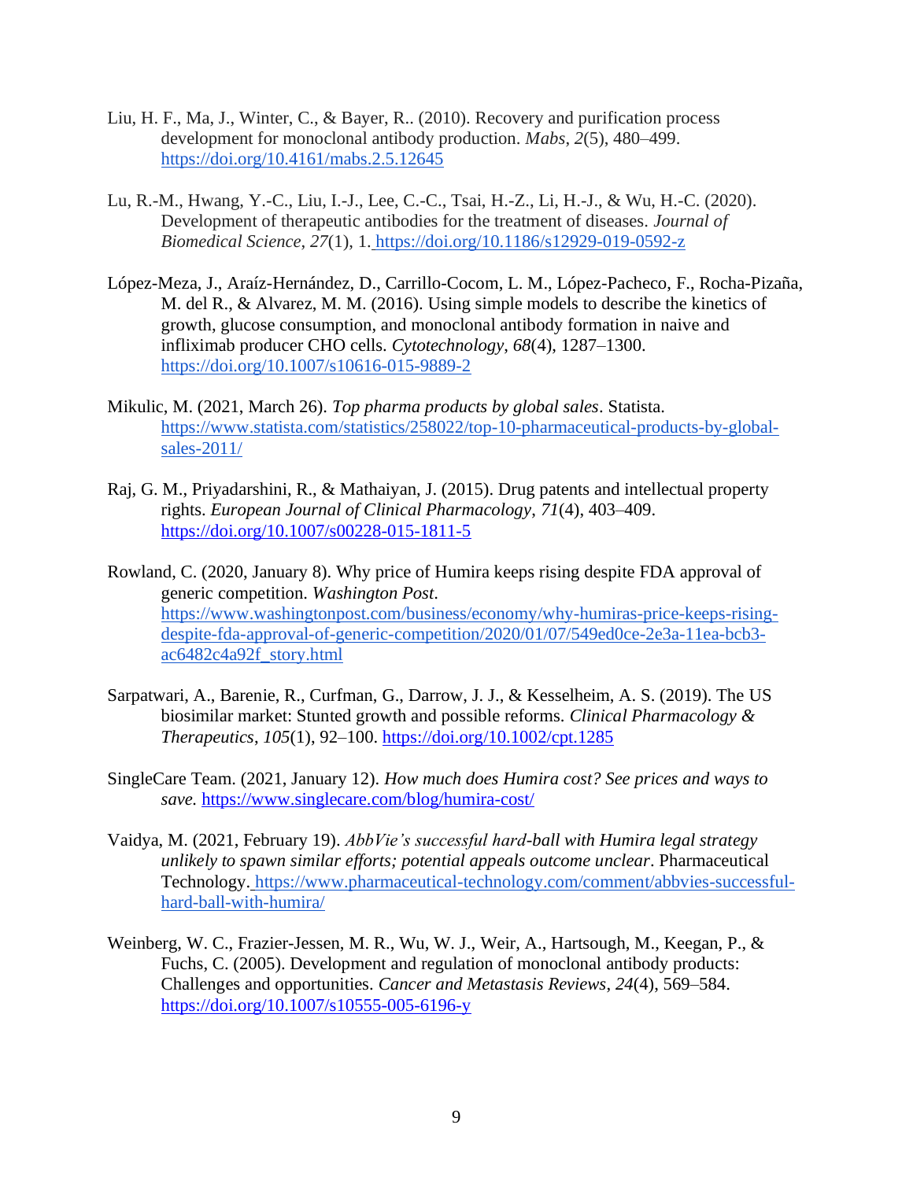Liu, H. F., Ma, J., Winter, C., & Bayer, R.. (2010). Recovery and purification process development for monoclonal antibody production. *Mabs*, *2*(5), 480–499. https://doi.org/10.4161/mabs.2.5.12645

Lu, R.-M., Hwang, Y.-C., Liu, I.-J., Lee, C.-C., Tsai, H.-Z., Li, H.-J., & Wu, H.-C. (2020). Development of therapeutic antibodies for the treatment of diseases. *Journal of Biomedical Science*, *27*(1), 1. https://doi.org/10.1186/s12929-019-0592-z

López-Meza, J., Araíz-Hernández, D., Carrillo-Cocom, L. M., López-Pacheco, F., Rocha-Pizaña, M. del R., & Alvarez, M. M. (2016). Using simple models to describe the kinetics of growth, glucose consumption, and monoclonal antibody formation in naive and infliximab producer CHO cells. *Cytotechnology*, *68*(4), 1287–1300. https://doi.org/10.1007/s10616-015-9889-2

Mikulic, M. (2021, March 26). *Top pharma products by global sales*. Statista. https://www.statista.com/statistics/258022/top-10-pharmaceutical-products-by-global-sales-2011/

Raj, G. M., Priyadarshini, R., & Mathaiyan, J. (2015). Drug patents and intellectual property rights. *European Journal of Clinical Pharmacology*, *71*(4), 403–409. https://doi.org/10.1007/s00228-015-1811-5

Rowland, C. (2020, January 8). Why price of Humira keeps rising despite FDA approval of generic competition. *Washington Post*. https://www.washingtonpost.com/business/economy/why-humiras-price-keeps-rising-despite-fda-approval-of-generic-competition/2020/01/07/549ed0ce-2e3a-11ea-bcb3-ac6482c4a92f_story.html

Sarpatwari, A., Barenie, R., Curfman, G., Darrow, J. J., & Kesselheim, A. S. (2019). The US biosimilar market: Stunted growth and possible reforms. *Clinical Pharmacology & Therapeutics*, *105*(1), 92–100. https://doi.org/10.1002/cpt.1285

SingleCare Team. (2021, January 12). *How much does Humira cost? See prices and ways to save.* https://www.singlecare.com/blog/humira-cost/

Vaidya, M. (2021, February 19). *AbbVie's successful hard-ball with Humira legal strategy unlikely to spawn similar efforts; potential appeals outcome unclear*. Pharmaceutical Technology. https://www.pharmaceutical-technology.com/comment/abbvies-successful-hard-ball-with-humira/

Weinberg, W. C., Frazier-Jessen, M. R., Wu, W. J., Weir, A., Hartsough, M., Keegan, P., & Fuchs, C. (2005). Development and regulation of monoclonal antibody products: Challenges and opportunities. *Cancer and Metastasis Reviews*, *24*(4), 569–584. https://doi.org/10.1007/s10555-005-6196-y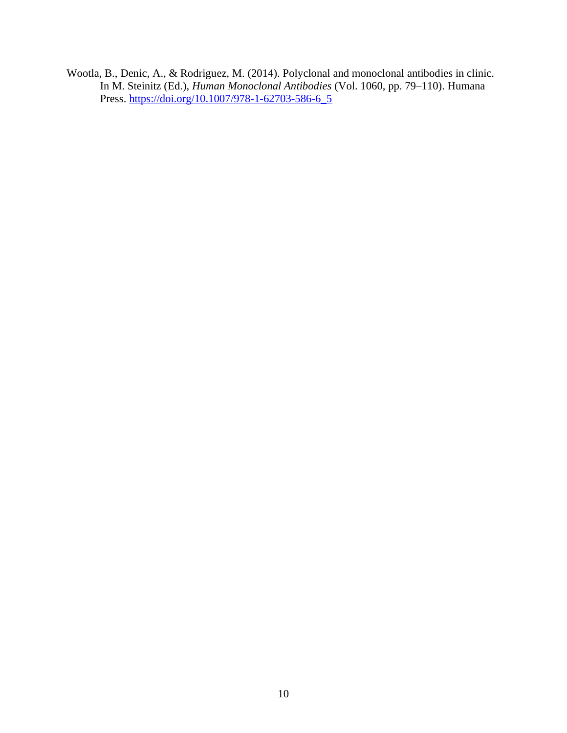Wootla, B., Denic, A., & Rodriguez, M. (2014). Polyclonal and monoclonal antibodies in clinic. In M. Steinitz (Ed.), *Human Monoclonal Antibodies* (Vol. 1060, pp. 79–110). Humana Press. https://doi.org/10.1007/978-1-62703-586-6_5